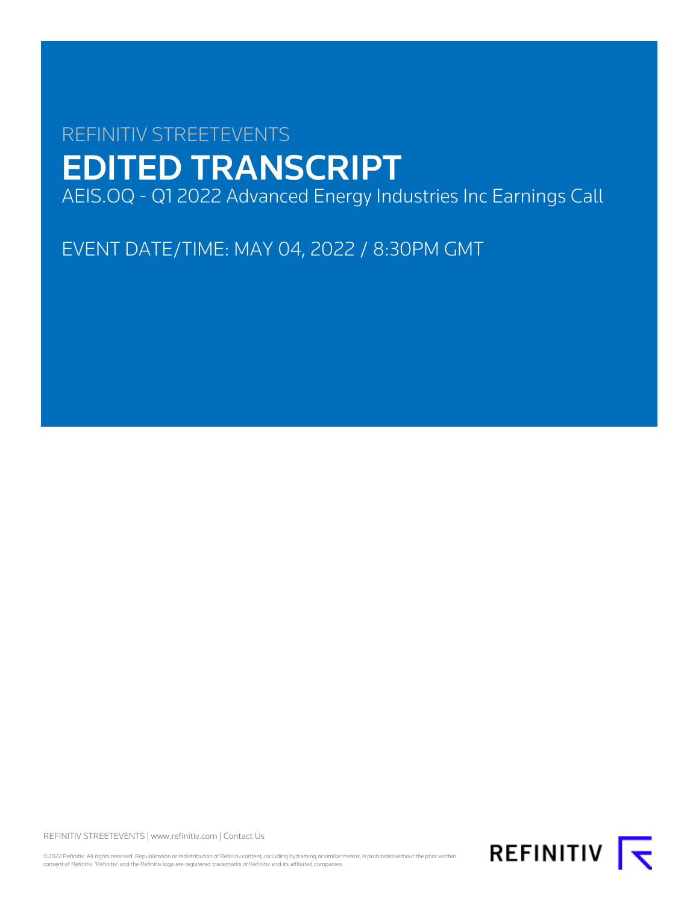REFINITIV STREETEVENTS

# EDITED TRANSCRIPT

AEIS.OQ - Q1 2022 Advanced Energy Industries Inc Earnings Call

EVENT DATE/TIME: MAY 04, 2022 / 8:30PM GMT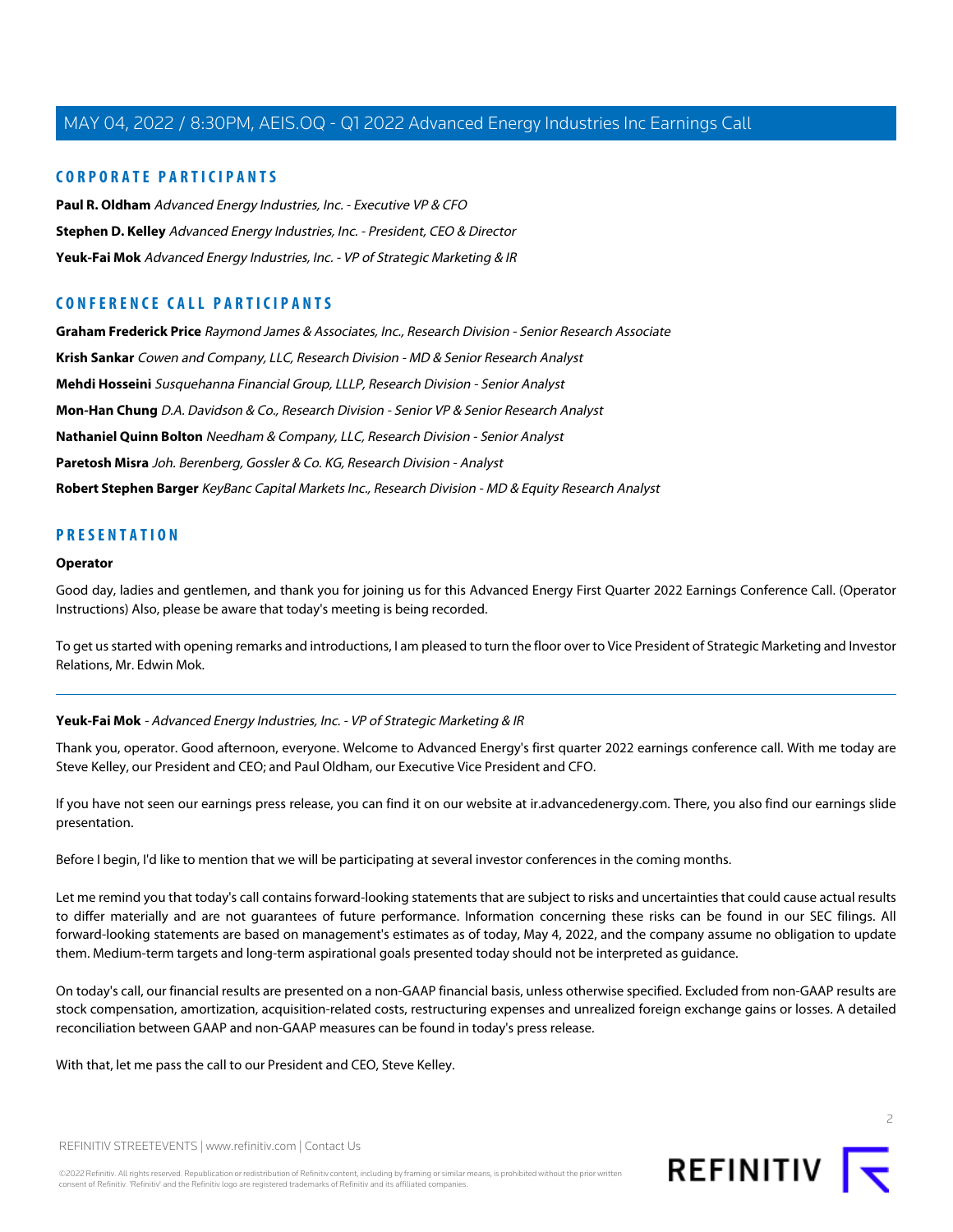## CORPORATE PARTICIPANTS

**Paul R. Oldham** *Advanced Energy Industries, Inc. - Executive VP & CFO*

**Stephen D. Kelley** *Advanced Energy Industries, Inc. - President, CEO & Director*

**Yeuk-Fai Mok** *Advanced Energy Industries, Inc. - VP of Strategic Marketing & IR*

## CONFERENCE CALL PARTICIPANTS

**Graham Frederick Price** *Raymond James & Associates, Inc., Research Division - Senior Research Associate*

**Krish Sankar** *Cowen and Company, LLC, Research Division - MD & Senior Research Analyst*

**Mehdi Hosseini** *Susquehanna Financial Group, LLLP, Research Division - Senior Analyst*

**Mon-Han Chung** *D.A. Davidson & Co., Research Division - Senior VP & Senior Research Analyst*

**Nathaniel Quinn Bolton** *Needham & Company, LLC, Research Division - Senior Analyst*

**Paretosh Misra** *Joh. Berenberg, Gossler & Co. KG, Research Division - Analyst*

**Robert Stephen Barger** *KeyBanc Capital Markets Inc., Research Division - MD & Equity Research Analyst*

## PRESENTATION

**Operator**

Good day, ladies and gentlemen, and thank you for joining us for this Advanced Energy First Quarter 2022 Earnings Conference Call. (Operator Instructions) Also, please be aware that today's meeting is being recorded.

To get us started with opening remarks and introductions, I am pleased to turn the floor over to Vice President of Strategic Marketing and Investor Relations, Mr. Edwin Mok.

---

**Yeuk-Fai Mok** - *Advanced Energy Industries, Inc. - VP of Strategic Marketing & IR*

Thank you, operator. Good afternoon, everyone. Welcome to Advanced Energy's first quarter 2022 earnings conference call. With me today are Steve Kelley, our President and CEO; and Paul Oldham, our Executive Vice President and CFO.

If you have not seen our earnings press release, you can find it on our website at ir.advancedenergy.com. There, you also find our earnings slide presentation.

Before I begin, I'd like to mention that we will be participating at several investor conferences in the coming months.

Let me remind you that today's call contains forward-looking statements that are subject to risks and uncertainties that could cause actual results to differ materially and are not guarantees of future performance. Information concerning these risks can be found in our SEC filings. All forward-looking statements are based on management's estimates as of today, May 4, 2022, and the company assume no obligation to update them. Medium-term targets and long-term aspirational goals presented today should not be interpreted as guidance.

On today's call, our financial results are presented on a non-GAAP financial basis, unless otherwise specified. Excluded from non-GAAP results are stock compensation, amortization, acquisition-related costs, restructuring expenses and unrealized foreign exchange gains or losses. A detailed reconciliation between GAAP and non-GAAP measures can be found in today's press release.

With that, let me pass the call to our President and CEO, Steve Kelley.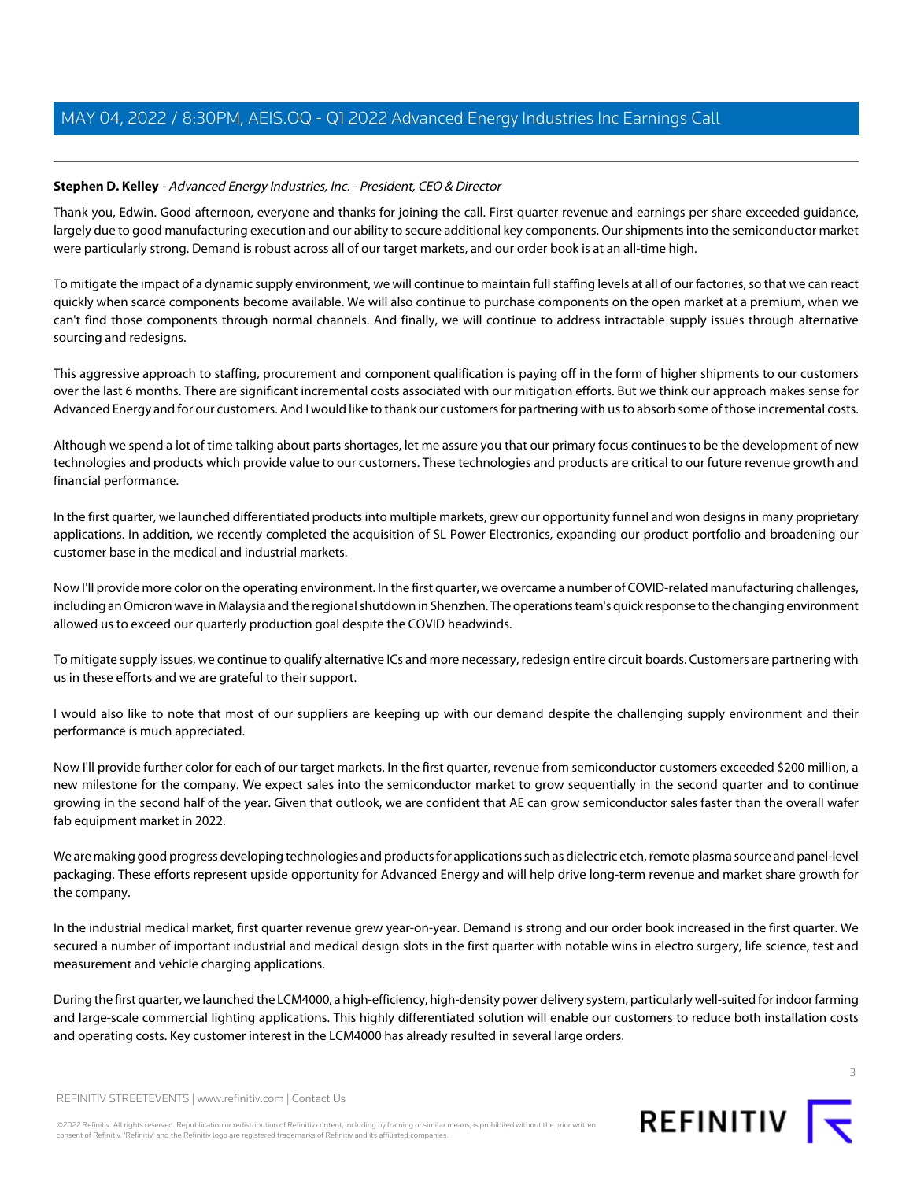**Stephen D. Kelley** - *Advanced Energy Industries, Inc. - President, CEO & Director*

Thank you, Edwin. Good afternoon, everyone and thanks for joining the call. First quarter revenue and earnings per share exceeded guidance, largely due to good manufacturing execution and our ability to secure additional key components. Our shipments into the semiconductor market were particularly strong. Demand is robust across all of our target markets, and our order book is at an all-time high.

To mitigate the impact of a dynamic supply environment, we will continue to maintain full staffing levels at all of our factories, so that we can react quickly when scarce components become available. We will also continue to purchase components on the open market at a premium, when we can't find those components through normal channels. And finally, we will continue to address intractable supply issues through alternative sourcing and redesigns.

This aggressive approach to staffing, procurement and component qualification is paying off in the form of higher shipments to our customers over the last 6 months. There are significant incremental costs associated with our mitigation efforts. But we think our approach makes sense for Advanced Energy and for our customers. And I would like to thank our customers for partnering with us to absorb some of those incremental costs.

Although we spend a lot of time talking about parts shortages, let me assure you that our primary focus continues to be the development of new technologies and products which provide value to our customers. These technologies and products are critical to our future revenue growth and financial performance.

In the first quarter, we launched differentiated products into multiple markets, grew our opportunity funnel and won designs in many proprietary applications. In addition, we recently completed the acquisition of SL Power Electronics, expanding our product portfolio and broadening our customer base in the medical and industrial markets.

Now I'll provide more color on the operating environment. In the first quarter, we overcame a number of COVID-related manufacturing challenges, including an Omicron wave in Malaysia and the regional shutdown in Shenzhen. The operations team's quick response to the changing environment allowed us to exceed our quarterly production goal despite the COVID headwinds.

To mitigate supply issues, we continue to qualify alternative ICs and more necessary, redesign entire circuit boards. Customers are partnering with us in these efforts and we are grateful to their support.

I would also like to note that most of our suppliers are keeping up with our demand despite the challenging supply environment and their performance is much appreciated.

Now I'll provide further color for each of our target markets. In the first quarter, revenue from semiconductor customers exceeded $200 million, a new milestone for the company. We expect sales into the semiconductor market to grow sequentially in the second quarter and to continue growing in the second half of the year. Given that outlook, we are confident that AE can grow semiconductor sales faster than the overall wafer fab equipment market in 2022.

We are making good progress developing technologies and products for applications such as dielectric etch, remote plasma source and panel-level packaging. These efforts represent upside opportunity for Advanced Energy and will help drive long-term revenue and market share growth for the company.

In the industrial medical market, first quarter revenue grew year-on-year. Demand is strong and our order book increased in the first quarter. We secured a number of important industrial and medical design slots in the first quarter with notable wins in electro surgery, life science, test and measurement and vehicle charging applications.

During the first quarter, we launched the LCM4000, a high-efficiency, high-density power delivery system, particularly well-suited for indoor farming and large-scale commercial lighting applications. This highly differentiated solution will enable our customers to reduce both installation costs and operating costs. Key customer interest in the LCM4000 has already resulted in several large orders.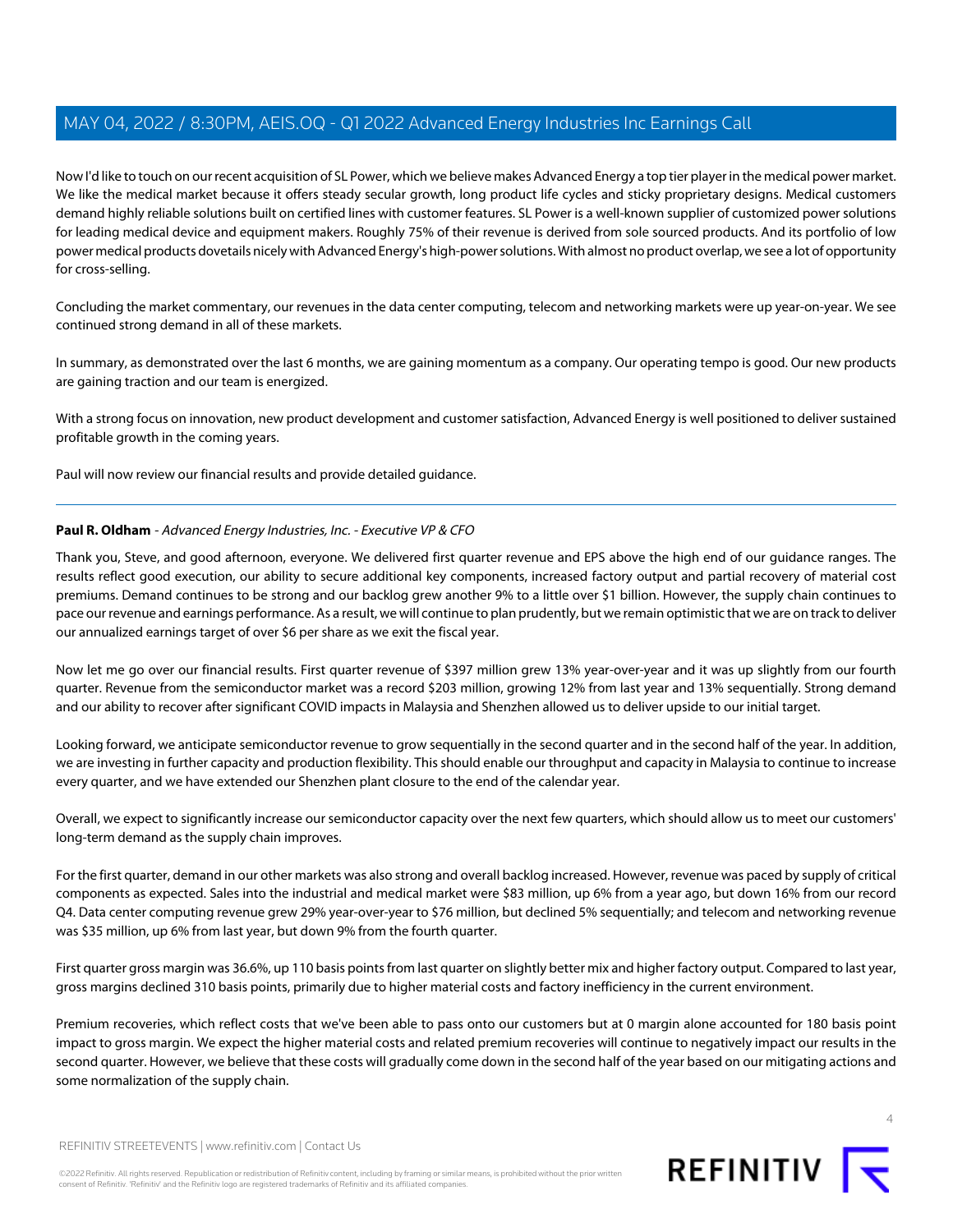Now I'd like to touch on our recent acquisition of SL Power, which we believe makes Advanced Energy a top tier player in the medical power market. We like the medical market because it offers steady secular growth, long product life cycles and sticky proprietary designs. Medical customers demand highly reliable solutions built on certified lines with customer features. SL Power is a well-known supplier of customized power solutions for leading medical device and equipment makers. Roughly 75% of their revenue is derived from sole sourced products. And its portfolio of low power medical products dovetails nicely with Advanced Energy's high-power solutions. With almost no product overlap, we see a lot of opportunity for cross-selling.

Concluding the market commentary, our revenues in the data center computing, telecom and networking markets were up year-on-year. We see continued strong demand in all of these markets.

In summary, as demonstrated over the last 6 months, we are gaining momentum as a company. Our operating tempo is good. Our new products are gaining traction and our team is energized.

With a strong focus on innovation, new product development and customer satisfaction, Advanced Energy is well positioned to deliver sustained profitable growth in the coming years.

Paul will now review our financial results and provide detailed guidance.

---

**Paul R. Oldham** - *Advanced Energy Industries, Inc. - Executive VP & CFO*

Thank you, Steve, and good afternoon, everyone. We delivered first quarter revenue and EPS above the high end of our guidance ranges. The results reflect good execution, our ability to secure additional key components, increased factory output and partial recovery of material cost premiums. Demand continues to be strong and our backlog grew another 9% to a little over $1 billion. However, the supply chain continues to pace our revenue and earnings performance. As a result, we will continue to plan prudently, but we remain optimistic that we are on track to deliver our annualized earnings target of over $6 per share as we exit the fiscal year.

Now let me go over our financial results. First quarter revenue of $397 million grew 13% year-over-year and it was up slightly from our fourth quarter. Revenue from the semiconductor market was a record $203 million, growing 12% from last year and 13% sequentially. Strong demand and our ability to recover after significant COVID impacts in Malaysia and Shenzhen allowed us to deliver upside to our initial target.

Looking forward, we anticipate semiconductor revenue to grow sequentially in the second quarter and in the second half of the year. In addition, we are investing in further capacity and production flexibility. This should enable our throughput and capacity in Malaysia to continue to increase every quarter, and we have extended our Shenzhen plant closure to the end of the calendar year.

Overall, we expect to significantly increase our semiconductor capacity over the next few quarters, which should allow us to meet our customers' long-term demand as the supply chain improves.

For the first quarter, demand in our other markets was also strong and overall backlog increased. However, revenue was paced by supply of critical components as expected. Sales into the industrial and medical market were $83 million, up 6% from a year ago, but down 16% from our record Q4. Data center computing revenue grew 29% year-over-year to $76 million, but declined 5% sequentially; and telecom and networking revenue was $35 million, up 6% from last year, but down 9% from the fourth quarter.

First quarter gross margin was 36.6%, up 110 basis points from last quarter on slightly better mix and higher factory output. Compared to last year, gross margins declined 310 basis points, primarily due to higher material costs and factory inefficiency in the current environment.

Premium recoveries, which reflect costs that we've been able to pass onto our customers but at 0 margin alone accounted for 180 basis point impact to gross margin. We expect the higher material costs and related premium recoveries will continue to negatively impact our results in the second quarter. However, we believe that these costs will gradually come down in the second half of the year based on our mitigating actions and some normalization of the supply chain.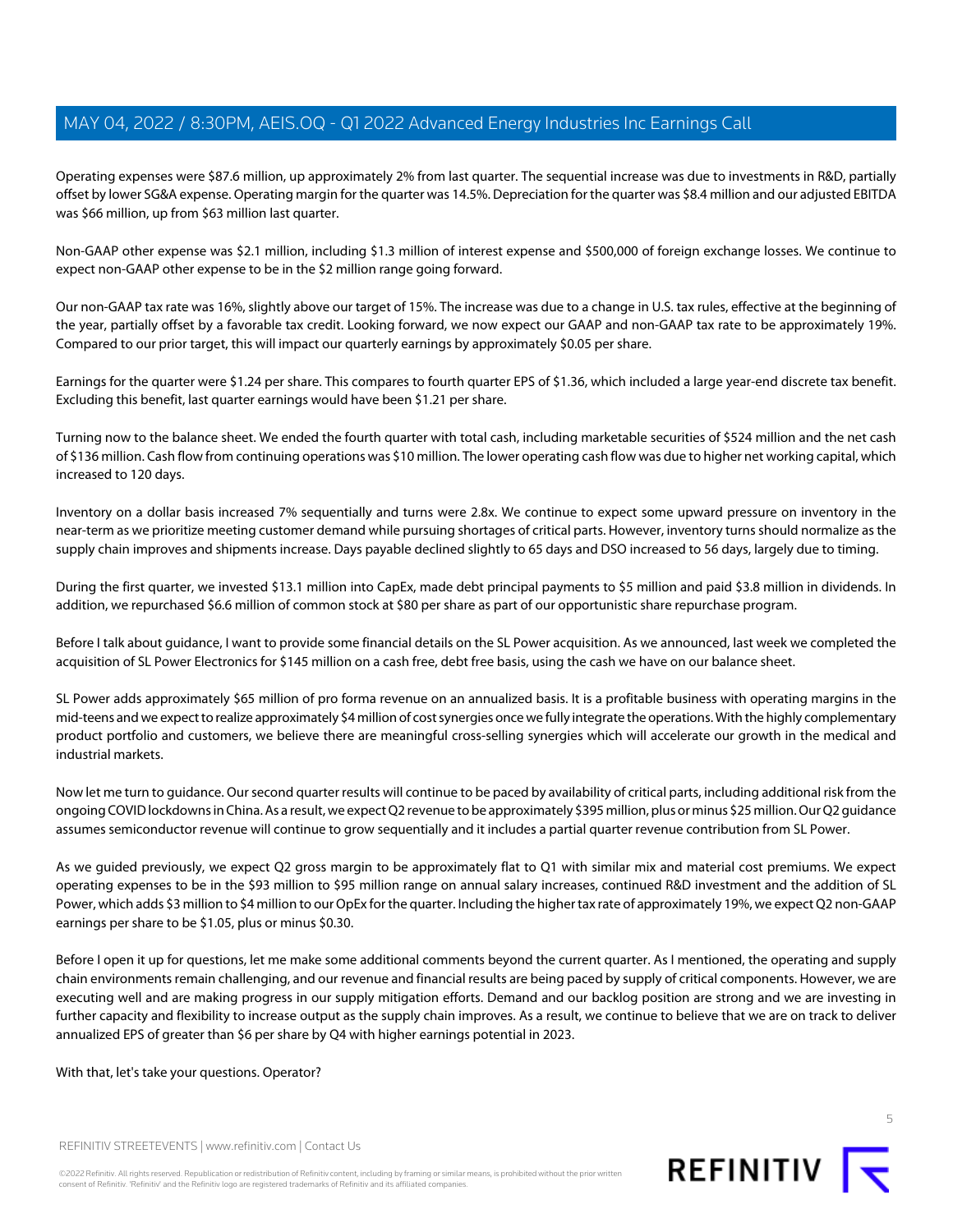Operating expenses were $87.6 million, up approximately 2% from last quarter. The sequential increase was due to investments in R&D, partially offset by lower SG&A expense. Operating margin for the quarter was 14.5%. Depreciation for the quarter was $8.4 million and our adjusted EBITDA was $66 million, up from $63 million last quarter.

Non-GAAP other expense was $2.1 million, including $1.3 million of interest expense and $500,000 of foreign exchange losses. We continue to expect non-GAAP other expense to be in the $2 million range going forward.

Our non-GAAP tax rate was 16%, slightly above our target of 15%. The increase was due to a change in U.S. tax rules, effective at the beginning of the year, partially offset by a favorable tax credit. Looking forward, we now expect our GAAP and non-GAAP tax rate to be approximately 19%. Compared to our prior target, this will impact our quarterly earnings by approximately $0.05 per share.

Earnings for the quarter were $1.24 per share. This compares to fourth quarter EPS of $1.36, which included a large year-end discrete tax benefit. Excluding this benefit, last quarter earnings would have been $1.21 per share.

Turning now to the balance sheet. We ended the fourth quarter with total cash, including marketable securities of $524 million and the net cash of $136 million. Cash flow from continuing operations was $10 million. The lower operating cash flow was due to higher net working capital, which increased to 120 days.

Inventory on a dollar basis increased 7% sequentially and turns were 2.8x. We continue to expect some upward pressure on inventory in the near-term as we prioritize meeting customer demand while pursuing shortages of critical parts. However, inventory turns should normalize as the supply chain improves and shipments increase. Days payable declined slightly to 65 days and DSO increased to 56 days, largely due to timing.

During the first quarter, we invested $13.1 million into CapEx, made debt principal payments to $5 million and paid $3.8 million in dividends. In addition, we repurchased $6.6 million of common stock at $80 per share as part of our opportunistic share repurchase program.

Before I talk about guidance, I want to provide some financial details on the SL Power acquisition. As we announced, last week we completed the acquisition of SL Power Electronics for $145 million on a cash free, debt free basis, using the cash we have on our balance sheet.

SL Power adds approximately $65 million of pro forma revenue on an annualized basis. It is a profitable business with operating margins in the mid-teens and we expect to realize approximately $4 million of cost synergies once we fully integrate the operations. With the highly complementary product portfolio and customers, we believe there are meaningful cross-selling synergies which will accelerate our growth in the medical and industrial markets.

Now let me turn to guidance. Our second quarter results will continue to be paced by availability of critical parts, including additional risk from the ongoing COVID lockdowns in China. As a result, we expect Q2 revenue to be approximately $395 million, plus or minus $25 million. Our Q2 guidance assumes semiconductor revenue will continue to grow sequentially and it includes a partial quarter revenue contribution from SL Power.

As we guided previously, we expect Q2 gross margin to be approximately flat to Q1 with similar mix and material cost premiums. We expect operating expenses to be in the $93 million to $95 million range on annual salary increases, continued R&D investment and the addition of SL Power, which adds $3 million to $4 million to our OpEx for the quarter. Including the higher tax rate of approximately 19%, we expect Q2 non-GAAP earnings per share to be $1.05, plus or minus $0.30.

Before I open it up for questions, let me make some additional comments beyond the current quarter. As I mentioned, the operating and supply chain environments remain challenging, and our revenue and financial results are being paced by supply of critical components. However, we are executing well and are making progress in our supply mitigation efforts. Demand and our backlog position are strong and we are investing in further capacity and flexibility to increase output as the supply chain improves. As a result, we continue to believe that we are on track to deliver annualized EPS of greater than $6 per share by Q4 with higher earnings potential in 2023.

With that, let's take your questions. Operator?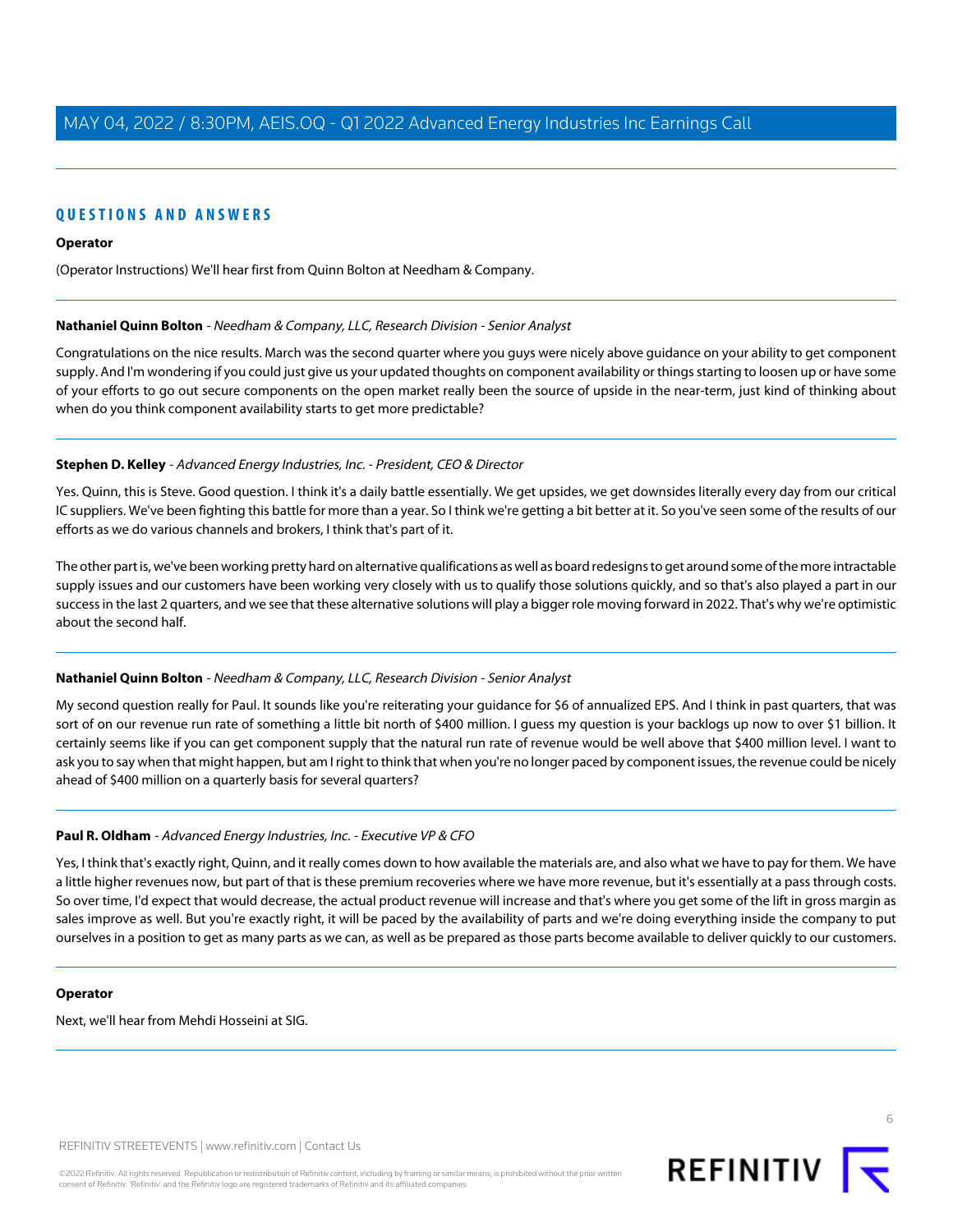## QUESTIONS AND ANSWERS

**Operator**

(Operator Instructions) We'll hear first from Quinn Bolton at Needham & Company.

**Nathaniel Quinn Bolton** - *Needham & Company, LLC, Research Division - Senior Analyst*

Congratulations on the nice results. March was the second quarter where you guys were nicely above guidance on your ability to get component supply. And I'm wondering if you could just give us your updated thoughts on component availability or things starting to loosen up or have some of your efforts to go out secure components on the open market really been the source of upside in the near-term, just kind of thinking about when do you think component availability starts to get more predictable?

**Stephen D. Kelley** - *Advanced Energy Industries, Inc. - President, CEO & Director*

Yes. Quinn, this is Steve. Good question. I think it's a daily battle essentially. We get upsides, we get downsides literally every day from our critical IC suppliers. We've been fighting this battle for more than a year. So I think we're getting a bit better at it. So you've seen some of the results of our efforts as we do various channels and brokers, I think that's part of it.

The other part is, we've been working pretty hard on alternative qualifications as well as board redesigns to get around some of the more intractable supply issues and our customers have been working very closely with us to qualify those solutions quickly, and so that's also played a part in our success in the last 2 quarters, and we see that these alternative solutions will play a bigger role moving forward in 2022. That's why we're optimistic about the second half.

**Nathaniel Quinn Bolton** - *Needham & Company, LLC, Research Division - Senior Analyst*

My second question really for Paul. It sounds like you're reiterating your guidance for $6 of annualized EPS. And I think in past quarters, that was sort of on our revenue run rate of something a little bit north of $400 million. I guess my question is your backlogs up now to over $1 billion. It certainly seems like if you can get component supply that the natural run rate of revenue would be well above that $400 million level. I want to ask you to say when that might happen, but am I right to think that when you're no longer paced by component issues, the revenue could be nicely ahead of $400 million on a quarterly basis for several quarters?

**Paul R. Oldham** - *Advanced Energy Industries, Inc. - Executive VP & CFO*

Yes, I think that's exactly right, Quinn, and it really comes down to how available the materials are, and also what we have to pay for them. We have a little higher revenues now, but part of that is these premium recoveries where we have more revenue, but it's essentially at a pass through costs. So over time, I'd expect that would decrease, the actual product revenue will increase and that's where you get some of the lift in gross margin as sales improve as well. But you're exactly right, it will be paced by the availability of parts and we're doing everything inside the company to put ourselves in a position to get as many parts as we can, as well as be prepared as those parts become available to deliver quickly to our customers.

**Operator**

Next, we'll hear from Mehdi Hosseini at SIG.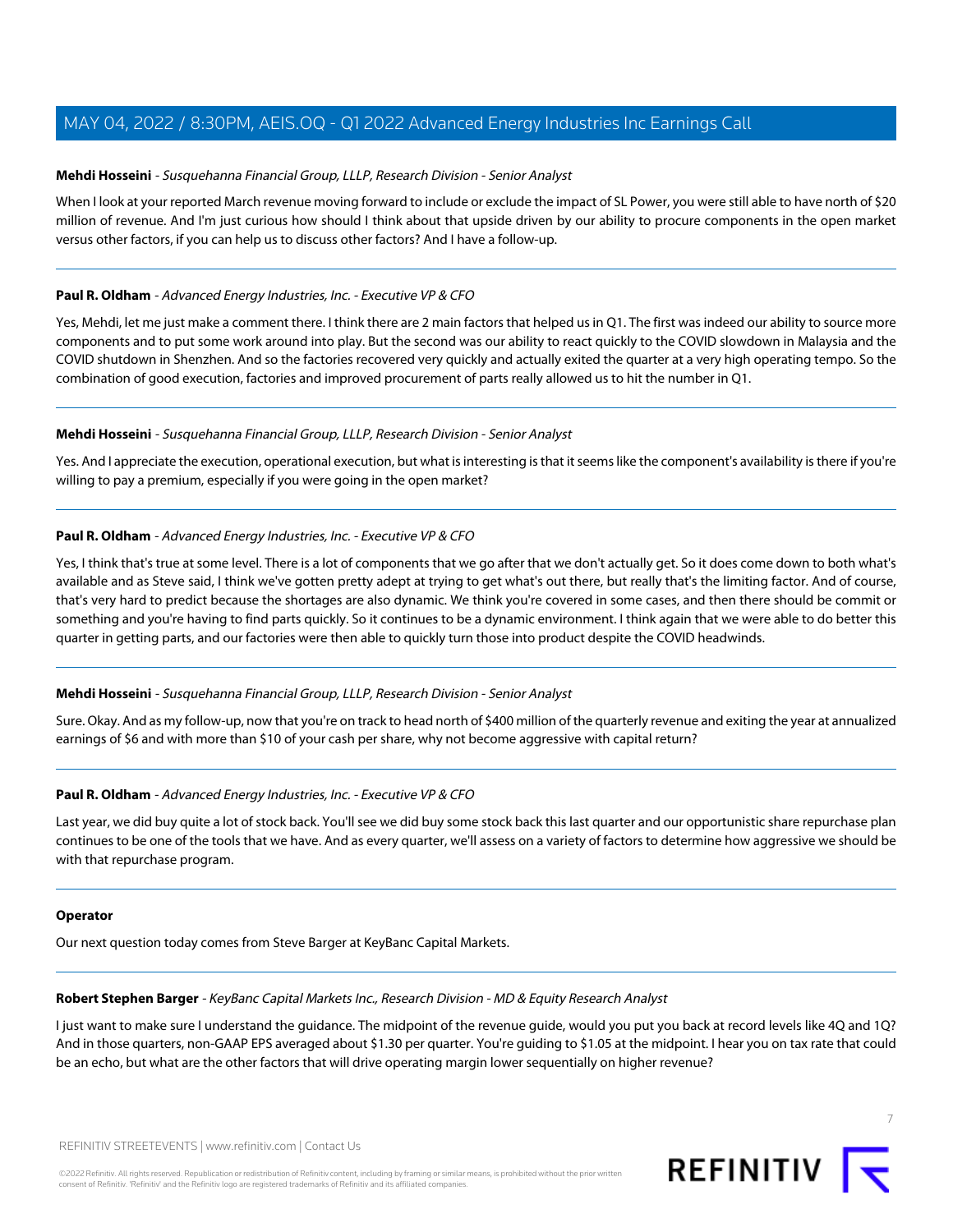**Mehdi Hosseini** - *Susquehanna Financial Group, LLLP, Research Division - Senior Analyst*

When I look at your reported March revenue moving forward to include or exclude the impact of SL Power, you were still able to have north of $20 million of revenue. And I'm just curious how should I think about that upside driven by our ability to procure components in the open market versus other factors, if you can help us to discuss other factors? And I have a follow-up.

---

**Paul R. Oldham** - *Advanced Energy Industries, Inc. - Executive VP & CFO*

Yes, Mehdi, let me just make a comment there. I think there are 2 main factors that helped us in Q1. The first was indeed our ability to source more components and to put some work around into play. But the second was our ability to react quickly to the COVID slowdown in Malaysia and the COVID shutdown in Shenzhen. And so the factories recovered very quickly and actually exited the quarter at a very high operating tempo. So the combination of good execution, factories and improved procurement of parts really allowed us to hit the number in Q1.

---

**Mehdi Hosseini** - *Susquehanna Financial Group, LLLP, Research Division - Senior Analyst*

Yes. And I appreciate the execution, operational execution, but what is interesting is that it seems like the component's availability is there if you're willing to pay a premium, especially if you were going in the open market?

---

**Paul R. Oldham** - *Advanced Energy Industries, Inc. - Executive VP & CFO*

Yes, I think that's true at some level. There is a lot of components that we go after that we don't actually get. So it does come down to both what's available and as Steve said, I think we've gotten pretty adept at trying to get what's out there, but really that's the limiting factor. And of course, that's very hard to predict because the shortages are also dynamic. We think you're covered in some cases, and then there should be commit or something and you're having to find parts quickly. So it continues to be a dynamic environment. I think again that we were able to do better this quarter in getting parts, and our factories were then able to quickly turn those into product despite the COVID headwinds.

---

**Mehdi Hosseini** - *Susquehanna Financial Group, LLLP, Research Division - Senior Analyst*

Sure. Okay. And as my follow-up, now that you're on track to head north of $400 million of the quarterly revenue and exiting the year at annualized earnings of $6 and with more than $10 of your cash per share, why not become aggressive with capital return?

---

**Paul R. Oldham** - *Advanced Energy Industries, Inc. - Executive VP & CFO*

Last year, we did buy quite a lot of stock back. You'll see we did buy some stock back this last quarter and our opportunistic share repurchase plan continues to be one of the tools that we have. And as every quarter, we'll assess on a variety of factors to determine how aggressive we should be with that repurchase program.

---

**Operator**

Our next question today comes from Steve Barger at KeyBanc Capital Markets.

---

**Robert Stephen Barger** - *KeyBanc Capital Markets Inc., Research Division - MD & Equity Research Analyst*

I just want to make sure I understand the guidance. The midpoint of the revenue guide, would you put you back at record levels like 4Q and 1Q? And in those quarters, non-GAAP EPS averaged about $1.30 per quarter. You're guiding to $1.05 at the midpoint. I hear you on tax rate that could be an echo, but what are the other factors that will drive operating margin lower sequentially on higher revenue?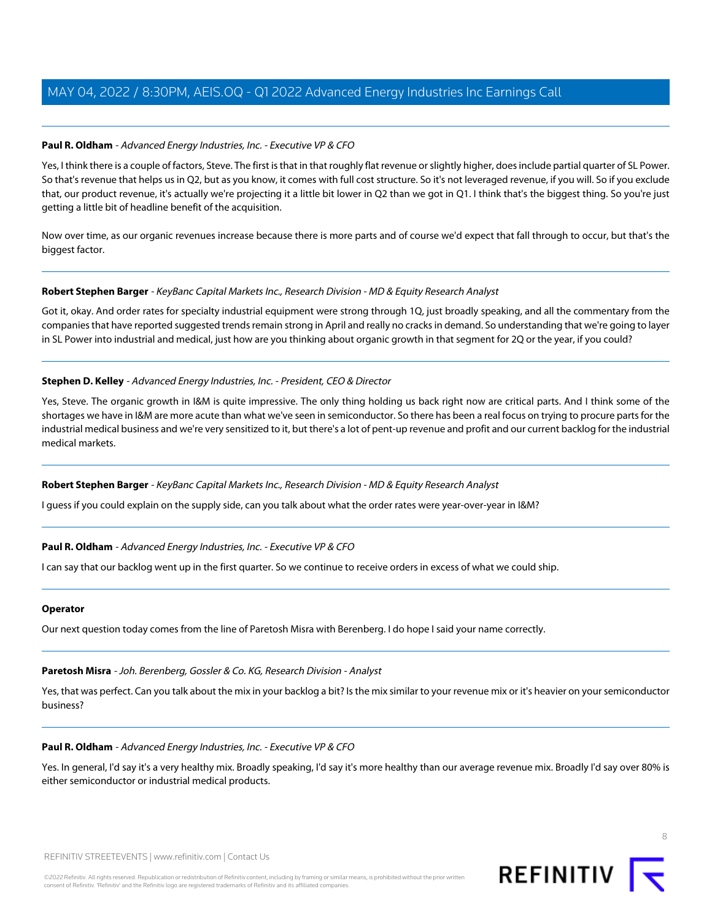**Paul R. Oldham** - *Advanced Energy Industries, Inc. - Executive VP & CFO*

Yes, I think there is a couple of factors, Steve. The first is that in that roughly flat revenue or slightly higher, does include partial quarter of SL Power. So that's revenue that helps us in Q2, but as you know, it comes with full cost structure. So it's not leveraged revenue, if you will. So if you exclude that, our product revenue, it's actually we're projecting it a little bit lower in Q2 than we got in Q1. I think that's the biggest thing. So you're just getting a little bit of headline benefit of the acquisition.

Now over time, as our organic revenues increase because there is more parts and of course we'd expect that fall through to occur, but that's the biggest factor.

---

**Robert Stephen Barger** - *KeyBanc Capital Markets Inc., Research Division - MD & Equity Research Analyst*

Got it, okay. And order rates for specialty industrial equipment were strong through 1Q, just broadly speaking, and all the commentary from the companies that have reported suggested trends remain strong in April and really no cracks in demand. So understanding that we're going to layer in SL Power into industrial and medical, just how are you thinking about organic growth in that segment for 2Q or the year, if you could?

---

**Stephen D. Kelley** - *Advanced Energy Industries, Inc. - President, CEO & Director*

Yes, Steve. The organic growth in I&M is quite impressive. The only thing holding us back right now are critical parts. And I think some of the shortages we have in I&M are more acute than what we've seen in semiconductor. So there has been a real focus on trying to procure parts for the industrial medical business and we're very sensitized to it, but there's a lot of pent-up revenue and profit and our current backlog for the industrial medical markets.

---

**Robert Stephen Barger** - *KeyBanc Capital Markets Inc., Research Division - MD & Equity Research Analyst*

I guess if you could explain on the supply side, can you talk about what the order rates were year-over-year in I&M?

---

**Paul R. Oldham** - *Advanced Energy Industries, Inc. - Executive VP & CFO*

I can say that our backlog went up in the first quarter. So we continue to receive orders in excess of what we could ship.

---

**Operator**

Our next question today comes from the line of Paretosh Misra with Berenberg. I do hope I said your name correctly.

---

**Paretosh Misra** - *Joh. Berenberg, Gossler & Co. KG, Research Division - Analyst*

Yes, that was perfect. Can you talk about the mix in your backlog a bit? Is the mix similar to your revenue mix or it's heavier on your semiconductor business?

---

**Paul R. Oldham** - *Advanced Energy Industries, Inc. - Executive VP & CFO*

Yes. In general, I'd say it's a very healthy mix. Broadly speaking, I'd say it's more healthy than our average revenue mix. Broadly I'd say over 80% is either semiconductor or industrial medical products.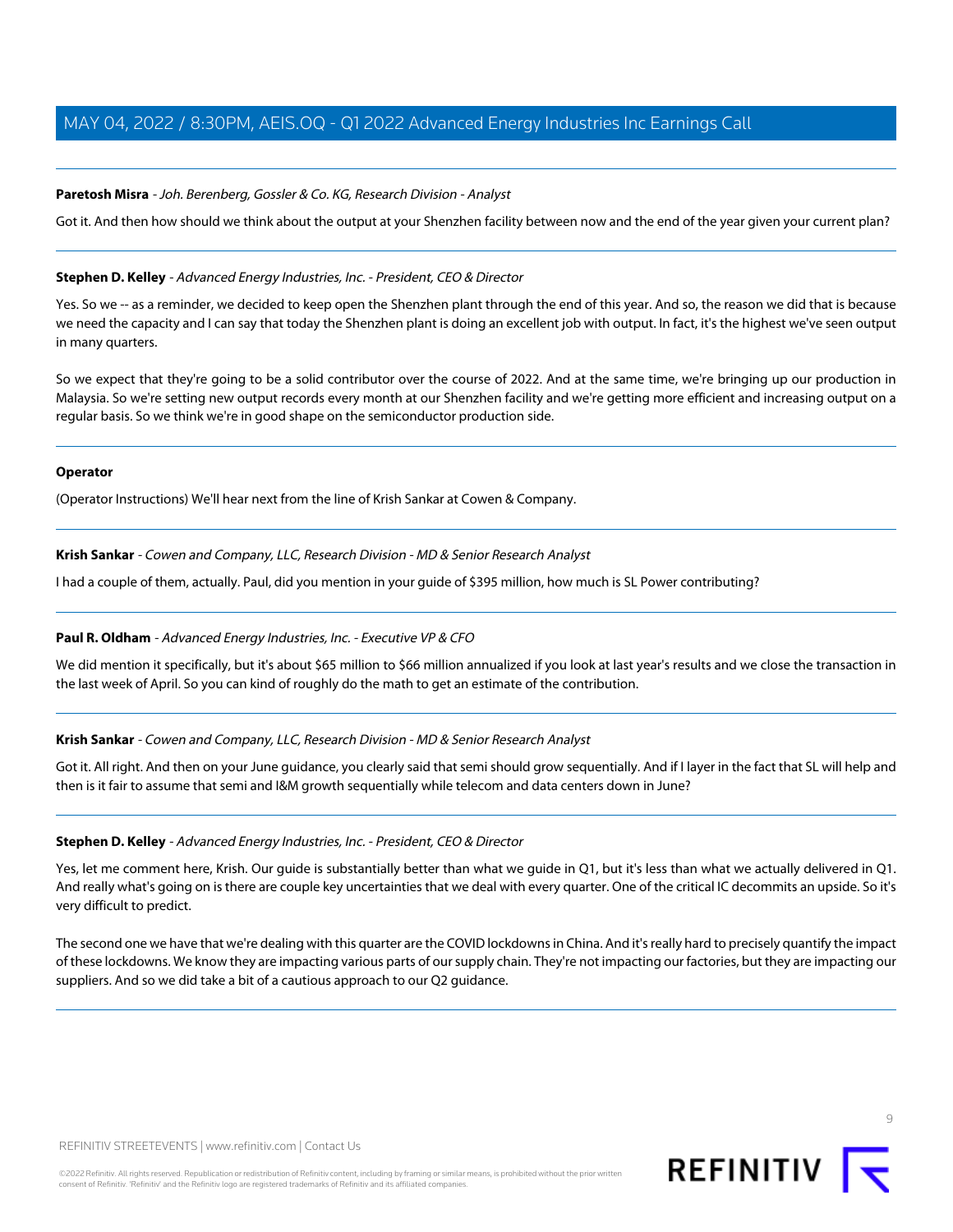**Paretosh Misra** - *Joh. Berenberg, Gossler & Co. KG, Research Division - Analyst*

Got it. And then how should we think about the output at your Shenzhen facility between now and the end of the year given your current plan?

---

**Stephen D. Kelley** - *Advanced Energy Industries, Inc. - President, CEO & Director*

Yes. So we -- as a reminder, we decided to keep open the Shenzhen plant through the end of this year. And so, the reason we did that is because we need the capacity and I can say that today the Shenzhen plant is doing an excellent job with output. In fact, it's the highest we've seen output in many quarters.

So we expect that they're going to be a solid contributor over the course of 2022. And at the same time, we're bringing up our production in Malaysia. So we're setting new output records every month at our Shenzhen facility and we're getting more efficient and increasing output on a regular basis. So we think we're in good shape on the semiconductor production side.

---

**Operator**

(Operator Instructions) We'll hear next from the line of Krish Sankar at Cowen & Company.

---

**Krish Sankar** - *Cowen and Company, LLC, Research Division - MD & Senior Research Analyst*

I had a couple of them, actually. Paul, did you mention in your guide of $395 million, how much is SL Power contributing?

---

**Paul R. Oldham** - *Advanced Energy Industries, Inc. - Executive VP & CFO*

We did mention it specifically, but it's about $65 million to $66 million annualized if you look at last year's results and we close the transaction in the last week of April. So you can kind of roughly do the math to get an estimate of the contribution.

---

**Krish Sankar** - *Cowen and Company, LLC, Research Division - MD & Senior Research Analyst*

Got it. All right. And then on your June guidance, you clearly said that semi should grow sequentially. And if I layer in the fact that SL will help and then is it fair to assume that semi and I&M growth sequentially while telecom and data centers down in June?

---

**Stephen D. Kelley** - *Advanced Energy Industries, Inc. - President, CEO & Director*

Yes, let me comment here, Krish. Our guide is substantially better than what we guide in Q1, but it's less than what we actually delivered in Q1. And really what's going on is there are couple key uncertainties that we deal with every quarter. One of the critical IC decommits an upside. So it's very difficult to predict.

The second one we have that we're dealing with this quarter are the COVID lockdowns in China. And it's really hard to precisely quantify the impact of these lockdowns. We know they are impacting various parts of our supply chain. They're not impacting our factories, but they are impacting our suppliers. And so we did take a bit of a cautious approach to our Q2 guidance.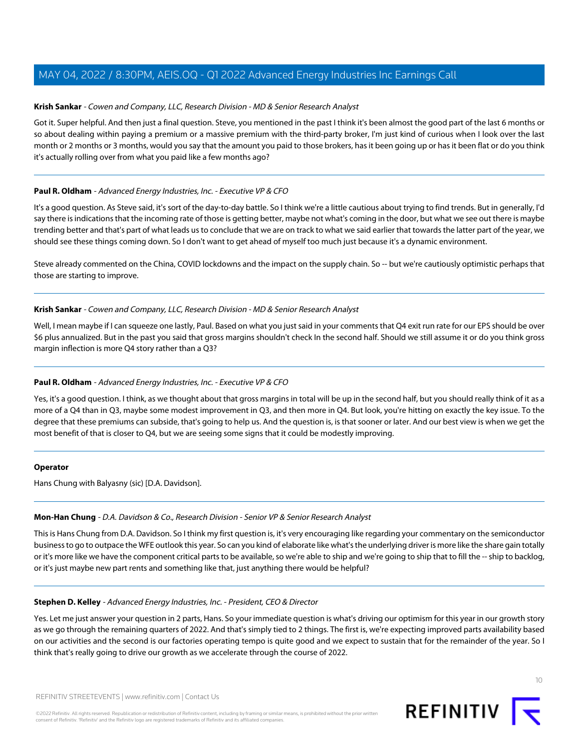**Krish Sankar** - *Cowen and Company, LLC, Research Division - MD & Senior Research Analyst*

Got it. Super helpful. And then just a final question. Steve, you mentioned in the past I think it's been almost the good part of the last 6 months or so about dealing within paying a premium or a massive premium with the third-party broker, I'm just kind of curious when I look over the last month or 2 months or 3 months, would you say that the amount you paid to those brokers, has it been going up or has it been flat or do you think it's actually rolling over from what you paid like a few months ago?

---

**Paul R. Oldham** - *Advanced Energy Industries, Inc. - Executive VP & CFO*

It's a good question. As Steve said, it's sort of the day-to-day battle. So I think we're a little cautious about trying to find trends. But in generally, I'd say there is indications that the incoming rate of those is getting better, maybe not what's coming in the door, but what we see out there is maybe trending better and that's part of what leads us to conclude that we are on track to what we said earlier that towards the latter part of the year, we should see these things coming down. So I don't want to get ahead of myself too much just because it's a dynamic environment.

Steve already commented on the China, COVID lockdowns and the impact on the supply chain. So -- but we're cautiously optimistic perhaps that those are starting to improve.

---

**Krish Sankar** - *Cowen and Company, LLC, Research Division - MD & Senior Research Analyst*

Well, I mean maybe if I can squeeze one lastly, Paul. Based on what you just said in your comments that Q4 exit run rate for our EPS should be over $6 plus annualized. But in the past you said that gross margins shouldn't check In the second half. Should we still assume it or do you think gross margin inflection is more Q4 story rather than a Q3?

---

**Paul R. Oldham** - *Advanced Energy Industries, Inc. - Executive VP & CFO*

Yes, it's a good question. I think, as we thought about that gross margins in total will be up in the second half, but you should really think of it as a more of a Q4 than in Q3, maybe some modest improvement in Q3, and then more in Q4. But look, you're hitting on exactly the key issue. To the degree that these premiums can subside, that's going to help us. And the question is, is that sooner or later. And our best view is when we get the most benefit of that is closer to Q4, but we are seeing some signs that it could be modestly improving.

---

**Operator**

Hans Chung with Balyasny (sic) [D.A. Davidson].

---

**Mon-Han Chung** - *D.A. Davidson & Co., Research Division - Senior VP & Senior Research Analyst*

This is Hans Chung from D.A. Davidson. So I think my first question is, it's very encouraging like regarding your commentary on the semiconductor business to go to outpace the WFE outlook this year. So can you kind of elaborate like what's the underlying driver is more like the share gain totally or it's more like we have the component critical parts to be available, so we're able to ship and we're going to ship that to fill the -- ship to backlog, or it's just maybe new part rents and something like that, just anything there would be helpful?

---

**Stephen D. Kelley** - *Advanced Energy Industries, Inc. - President, CEO & Director*

Yes. Let me just answer your question in 2 parts, Hans. So your immediate question is what's driving our optimism for this year in our growth story as we go through the remaining quarters of 2022. And that's simply tied to 2 things. The first is, we're expecting improved parts availability based on our activities and the second is our factories operating tempo is quite good and we expect to sustain that for the remainder of the year. So I think that's really going to drive our growth as we accelerate through the course of 2022.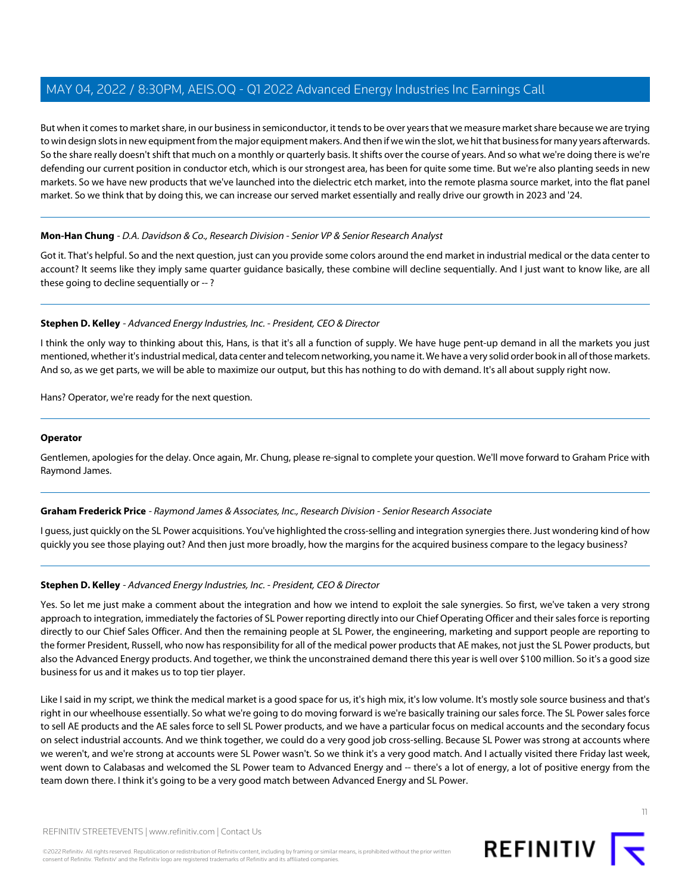But when it comes to market share, in our business in semiconductor, it tends to be over years that we measure market share because we are trying to win design slots in new equipment from the major equipment makers. And then if we win the slot, we hit that business for many years afterwards. So the share really doesn't shift that much on a monthly or quarterly basis. It shifts over the course of years. And so what we're doing there is we're defending our current position in conductor etch, which is our strongest area, has been for quite some time. But we're also planting seeds in new markets. So we have new products that we've launched into the dielectric etch market, into the remote plasma source market, into the flat panel market. So we think that by doing this, we can increase our served market essentially and really drive our growth in 2023 and '24.

---

**Mon-Han Chung** - *D.A. Davidson & Co., Research Division - Senior VP & Senior Research Analyst*

Got it. That's helpful. So and the next question, just can you provide some colors around the end market in industrial medical or the data center to account? It seems like they imply same quarter guidance basically, these combine will decline sequentially. And I just want to know like, are all these going to decline sequentially or -- ?

---

**Stephen D. Kelley** - *Advanced Energy Industries, Inc. - President, CEO & Director*

I think the only way to thinking about this, Hans, is that it's all a function of supply. We have huge pent-up demand in all the markets you just mentioned, whether it's industrial medical, data center and telecom networking, you name it. We have a very solid order book in all of those markets. And so, as we get parts, we will be able to maximize our output, but this has nothing to do with demand. It's all about supply right now.

Hans? Operator, we're ready for the next question.

---

**Operator**

Gentlemen, apologies for the delay. Once again, Mr. Chung, please re-signal to complete your question. We'll move forward to Graham Price with Raymond James.

---

**Graham Frederick Price** - *Raymond James & Associates, Inc., Research Division - Senior Research Associate*

I guess, just quickly on the SL Power acquisitions. You've highlighted the cross-selling and integration synergies there. Just wondering kind of how quickly you see those playing out? And then just more broadly, how the margins for the acquired business compare to the legacy business?

---

**Stephen D. Kelley** - *Advanced Energy Industries, Inc. - President, CEO & Director*

Yes. So let me just make a comment about the integration and how we intend to exploit the sale synergies. So first, we've taken a very strong approach to integration, immediately the factories of SL Power reporting directly into our Chief Operating Officer and their sales force is reporting directly to our Chief Sales Officer. And then the remaining people at SL Power, the engineering, marketing and support people are reporting to the former President, Russell, who now has responsibility for all of the medical power products that AE makes, not just the SL Power products, but also the Advanced Energy products. And together, we think the unconstrained demand there this year is well over $100 million. So it's a good size business for us and it makes us to top tier player.

Like I said in my script, we think the medical market is a good space for us, it's high mix, it's low volume. It's mostly sole source business and that's right in our wheelhouse essentially. So what we're going to do moving forward is we're basically training our sales force. The SL Power sales force to sell AE products and the AE sales force to sell SL Power products, and we have a particular focus on medical accounts and the secondary focus on select industrial accounts. And we think together, we could do a very good job cross-selling. Because SL Power was strong at accounts where we weren't, and we're strong at accounts were SL Power wasn't. So we think it's a very good match. And I actually visited there Friday last week, went down to Calabasas and welcomed the SL Power team to Advanced Energy and -- there's a lot of energy, a lot of positive energy from the team down there. I think it's going to be a very good match between Advanced Energy and SL Power.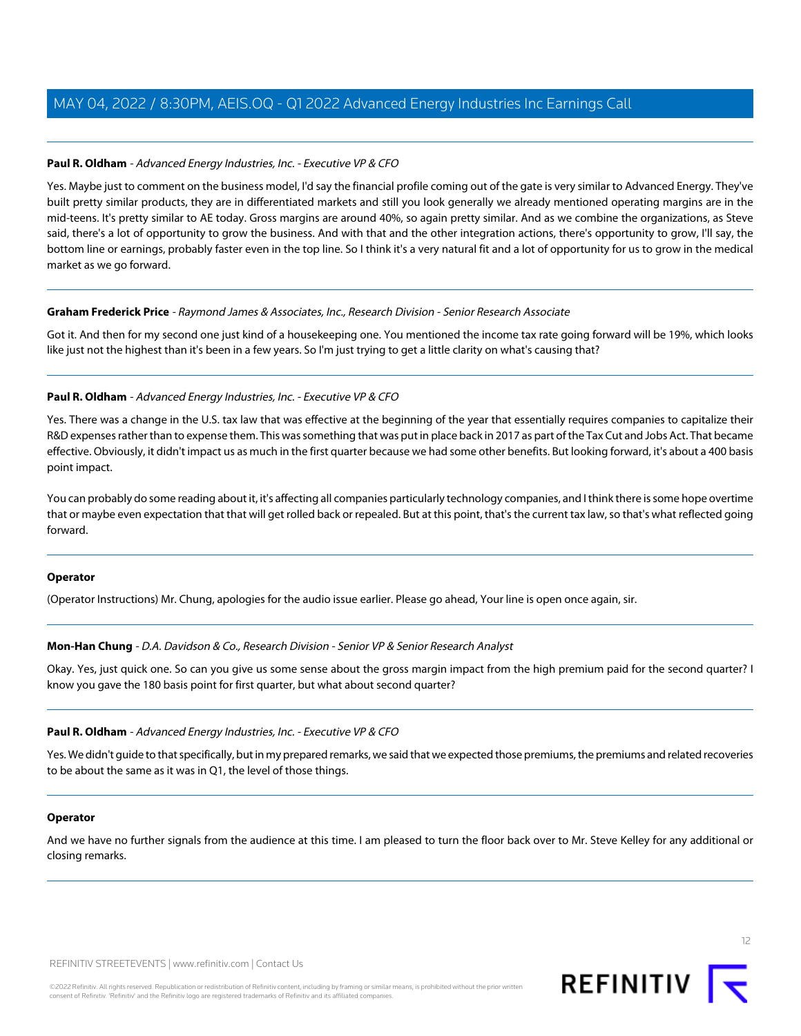**Paul R. Oldham** - *Advanced Energy Industries, Inc. - Executive VP & CFO*

Yes. Maybe just to comment on the business model, I'd say the financial profile coming out of the gate is very similar to Advanced Energy. They've built pretty similar products, they are in differentiated markets and still you look generally we already mentioned operating margins are in the mid-teens. It's pretty similar to AE today. Gross margins are around 40%, so again pretty similar. And as we combine the organizations, as Steve said, there's a lot of opportunity to grow the business. And with that and the other integration actions, there's opportunity to grow, I'll say, the bottom line or earnings, probably faster even in the top line. So I think it's a very natural fit and a lot of opportunity for us to grow in the medical market as we go forward.

---

**Graham Frederick Price** - *Raymond James & Associates, Inc., Research Division - Senior Research Associate*

Got it. And then for my second one just kind of a housekeeping one. You mentioned the income tax rate going forward will be 19%, which looks like just not the highest than it's been in a few years. So I'm just trying to get a little clarity on what's causing that?

---

**Paul R. Oldham** - *Advanced Energy Industries, Inc. - Executive VP & CFO*

Yes. There was a change in the U.S. tax law that was effective at the beginning of the year that essentially requires companies to capitalize their R&D expenses rather than to expense them. This was something that was put in place back in 2017 as part of the Tax Cut and Jobs Act. That became effective. Obviously, it didn't impact us as much in the first quarter because we had some other benefits. But looking forward, it's about a 400 basis point impact.

You can probably do some reading about it, it's affecting all companies particularly technology companies, and I think there is some hope overtime that or maybe even expectation that that will get rolled back or repealed. But at this point, that's the current tax law, so that's what reflected going forward.

---

**Operator**

(Operator Instructions) Mr. Chung, apologies for the audio issue earlier. Please go ahead, Your line is open once again, sir.

---

**Mon-Han Chung** - *D.A. Davidson & Co., Research Division - Senior VP & Senior Research Analyst*

Okay. Yes, just quick one. So can you give us some sense about the gross margin impact from the high premium paid for the second quarter? I know you gave the 180 basis point for first quarter, but what about second quarter?

---

**Paul R. Oldham** - *Advanced Energy Industries, Inc. - Executive VP & CFO*

Yes. We didn't guide to that specifically, but in my prepared remarks, we said that we expected those premiums, the premiums and related recoveries to be about the same as it was in Q1, the level of those things.

---

**Operator**

And we have no further signals from the audience at this time. I am pleased to turn the floor back over to Mr. Steve Kelley for any additional or closing remarks.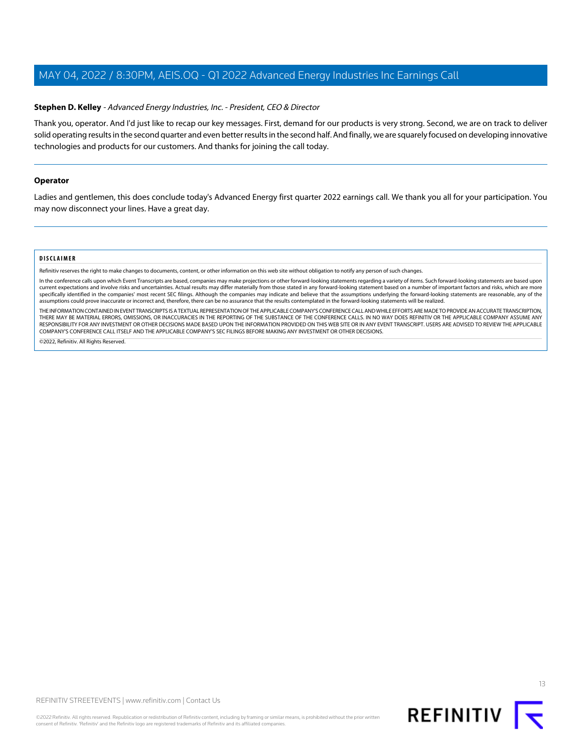**Stephen D. Kelley** - *Advanced Energy Industries, Inc. - President, CEO & Director*

Thank you, operator. And I'd just like to recap our key messages. First, demand for our products is very strong. Second, we are on track to deliver solid operating results in the second quarter and even better results in the second half. And finally, we are squarely focused on developing innovative technologies and products for our customers. And thanks for joining the call today.

---

**Operator**

Ladies and gentlemen, this does conclude today's Advanced Energy first quarter 2022 earnings call. We thank you all for your participation. You may now disconnect your lines. Have a great day.

---

**DISCLAIMER**

Refinitiv reserves the right to make changes to documents, content, or other information on this web site without obligation to notify any person of such changes.

In the conference calls upon which Event Transcripts are based, companies may make projections or other forward-looking statements regarding a variety of items. Such forward-looking statements are based upon current expectations and involve risks and uncertainties. Actual results may differ materially from those stated in any forward-looking statement based on a number of important factors and risks, which are more specifically identified in the companies' most recent SEC filings. Although the companies may indicate and believe that the assumptions underlying the forward-looking statements are reasonable, any of the assumptions could prove inaccurate or incorrect and, therefore, there can be no assurance that the results contemplated in the forward-looking statements will be realized.

THE INFORMATION CONTAINED IN EVENT TRANSCRIPTS IS A TEXTUAL REPRESENTATION OF THE APPLICABLE COMPANY'S CONFERENCE CALL AND WHILE EFFORTS ARE MADE TO PROVIDE AN ACCURATE TRANSCRIPTION, THERE MAY BE MATERIAL ERRORS, OMISSIONS, OR INACCURACIES IN THE REPORTING OF THE SUBSTANCE OF THE CONFERENCE CALLS. IN NO WAY DOES REFINITIV OR THE APPLICABLE COMPANY ASSUME ANY RESPONSIBILITY FOR ANY INVESTMENT OR OTHER DECISIONS MADE BASED UPON THE INFORMATION PROVIDED ON THIS WEB SITE OR IN ANY EVENT TRANSCRIPT. USERS ARE ADVISED TO REVIEW THE APPLICABLE COMPANY'S CONFERENCE CALL ITSELF AND THE APPLICABLE COMPANY'S SEC FILINGS BEFORE MAKING ANY INVESTMENT OR OTHER DECISIONS.

©2022, Refinitiv. All Rights Reserved.